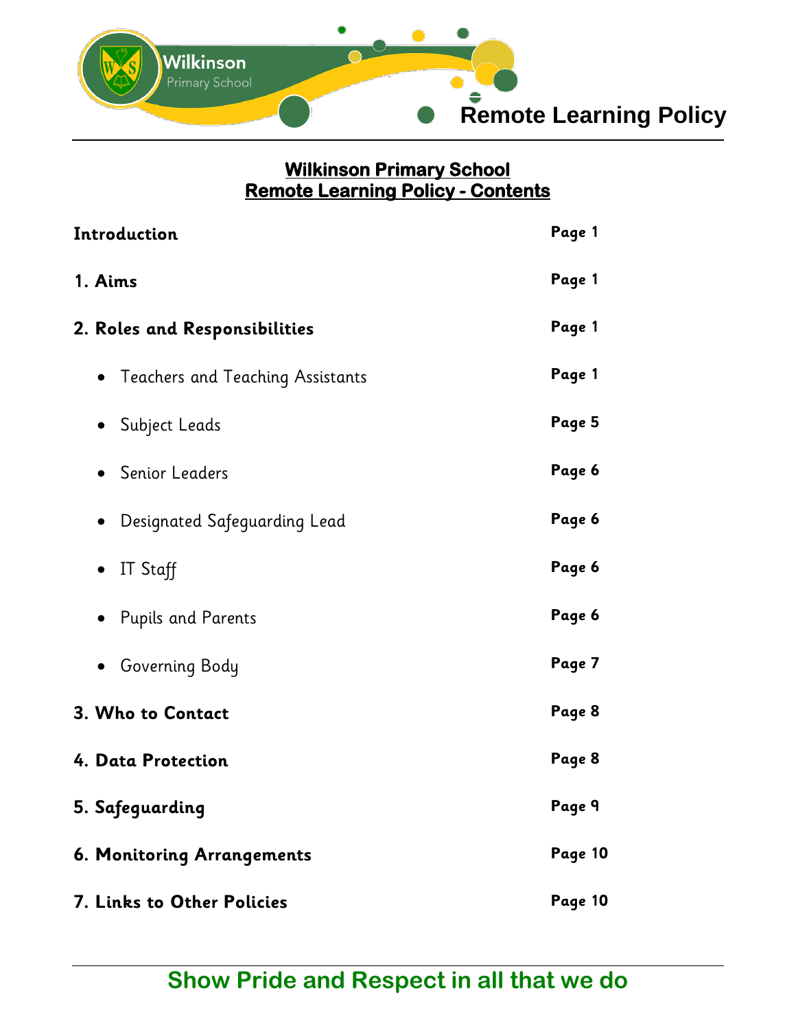# Wilkinson Primary School
## Remote Learning Policy - Contents

| | |
|---|---|
| **Introduction** | **Page 1** |
| **1. Aims** | **Page 1** |
| **2. Roles and Responsibilities** | **Page 1** |
| • Teachers and Teaching Assistants | **Page 1** |
| • Subject Leads | **Page 5** |
| • Senior Leaders | **Page 6** |
| • Designated Safeguarding Lead | **Page 6** |
| • IT Staff | **Page 6** |
| • Pupils and Parents | **Page 6** |
| • Governing Body | **Page 7** |
| **3. Who to Contact** | **Page 8** |
| **4. Data Protection** | **Page 8** |
| **5. Safeguarding** | **Page 9** |
| **6. Monitoring Arrangements** | **Page 10** |
| **7. Links to Other Policies** | **Page 10** |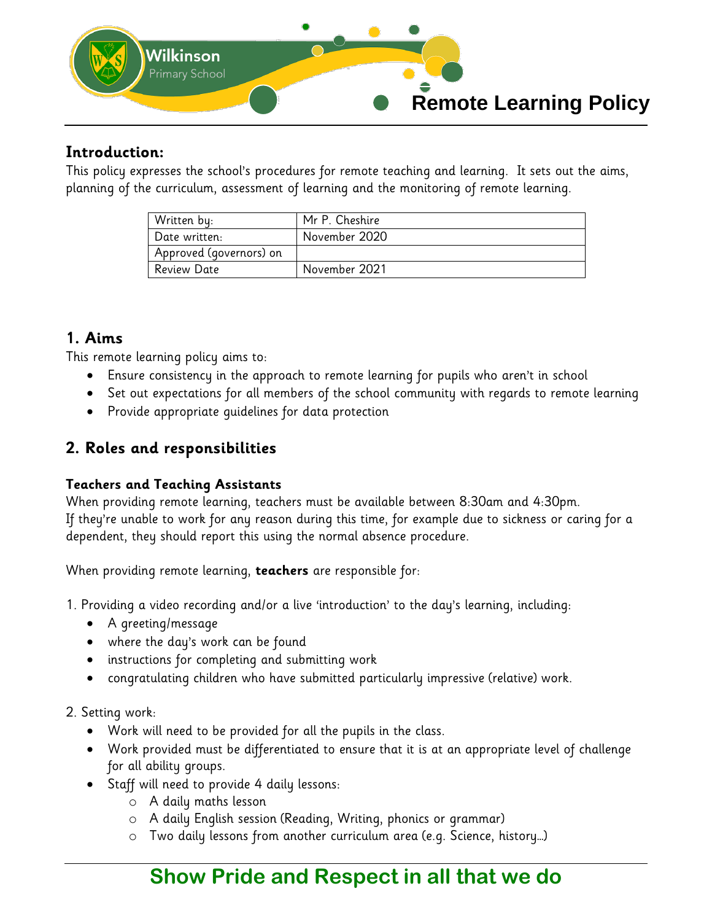# Remote Learning Policy

## Introduction:

This policy expresses the school's procedures for remote teaching and learning. It sets out the aims, planning of the curriculum, assessment of learning and the monitoring of remote learning.

| Written by: | Mr P. Cheshire |
|---|---|
| Date written: | November 2020 |
| Approved (governors) on | |
| Review Date | November 2021 |

## 1. Aims

This remote learning policy aims to:

- Ensure consistency in the approach to remote learning for pupils who aren't in school
- Set out expectations for all members of the school community with regards to remote learning
- Provide appropriate guidelines for data protection

## 2. Roles and responsibilities

### Teachers and Teaching Assistants

When providing remote learning, teachers must be available between 8:30am and 4:30pm.
If they're unable to work for any reason during this time, for example due to sickness or caring for a dependent, they should report this using the normal absence procedure.

When providing remote learning, **teachers** are responsible for:

1. Providing a video recording and/or a live 'introduction' to the day's learning, including:
   - A greeting/message
   - where the day's work can be found
   - instructions for completing and submitting work
   - congratulating children who have submitted particularly impressive (relative) work.

2. Setting work:
   - Work will need to be provided for all the pupils in the class.
   - Work provided must be differentiated to ensure that it is at an appropriate level of challenge for all ability groups.
   - Staff will need to provide 4 daily lessons:
     - A daily maths lesson
     - A daily English session (Reading, Writing, phonics or grammar)
     - Two daily lessons from another curriculum area (e.g. Science, history…)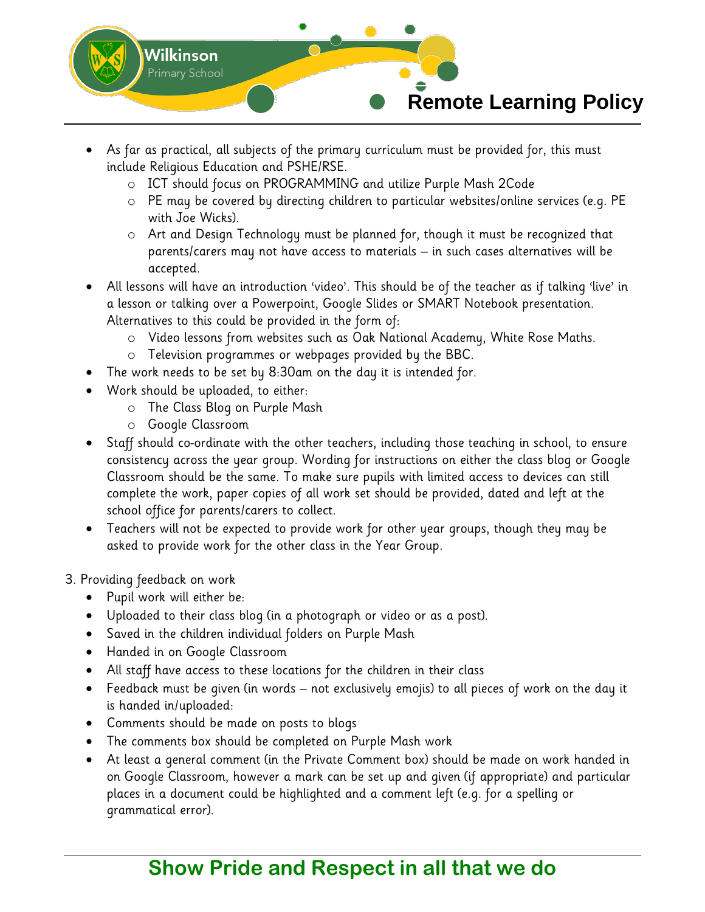- As far as practical, all subjects of the primary curriculum must be provided for, this must include Religious Education and PSHE/RSE.
  - ICT should focus on PROGRAMMING and utilize Purple Mash 2Code
  - PE may be covered by directing children to particular websites/online services (e.g. PE with Joe Wicks).
  - Art and Design Technology must be planned for, though it must be recognized that parents/carers may not have access to materials – in such cases alternatives will be accepted.
- All lessons will have an introduction 'video'. This should be of the teacher as if talking 'live' in a lesson or talking over a Powerpoint, Google Slides or SMART Notebook presentation. Alternatives to this could be provided in the form of:
  - Video lessons from websites such as Oak National Academy, White Rose Maths.
  - Television programmes or webpages provided by the BBC.
- The work needs to be set by 8:30am on the day it is intended for.
- Work should be uploaded, to either:
  - The Class Blog on Purple Mash
  - Google Classroom
- Staff should co-ordinate with the other teachers, including those teaching in school, to ensure consistency across the year group. Wording for instructions on either the class blog or Google Classroom should be the same. To make sure pupils with limited access to devices can still complete the work, paper copies of all work set should be provided, dated and left at the school office for parents/carers to collect.
- Teachers will not be expected to provide work for other year groups, though they may be asked to provide work for the other class in the Year Group.

3. Providing feedback on work

- Pupil work will either be:
- Uploaded to their class blog (in a photograph or video or as a post).
- Saved in the children individual folders on Purple Mash
- Handed in on Google Classroom
- All staff have access to these locations for the children in their class
- Feedback must be given (in words – not exclusively emojis) to all pieces of work on the day it is handed in/uploaded:
- Comments should be made on posts to blogs
- The comments box should be completed on Purple Mash work
- At least a general comment (in the Private Comment box) should be made on work handed in on Google Classroom, however a mark can be set up and given (if appropriate) and particular places in a document could be highlighted and a comment left (e.g. for a spelling or grammatical error).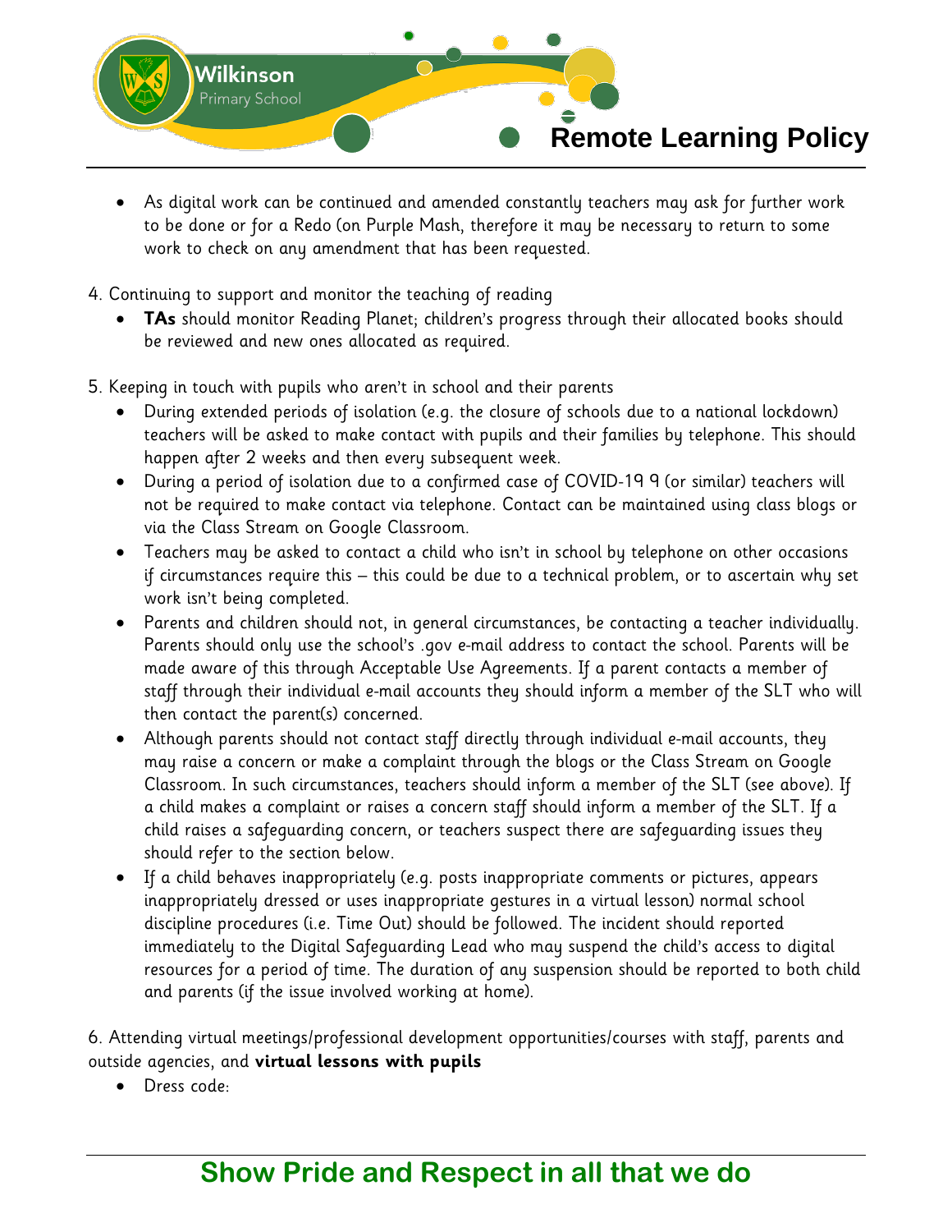- As digital work can be continued and amended constantly teachers may ask for further work to be done or for a Redo (on Purple Mash, therefore it may be necessary to return to some work to check on any amendment that has been requested.

4. Continuing to support and monitor the teaching of reading

- **TAs** should monitor Reading Planet; children's progress through their allocated books should be reviewed and new ones allocated as required.

5. Keeping in touch with pupils who aren't in school and their parents

- During extended periods of isolation (e.g. the closure of schools due to a national lockdown) teachers will be asked to make contact with pupils and their families by telephone. This should happen after 2 weeks and then every subsequent week.
- During a period of isolation due to a confirmed case of COVID-19 9 (or similar) teachers will not be required to make contact via telephone. Contact can be maintained using class blogs or via the Class Stream on Google Classroom.
- Teachers may be asked to contact a child who isn't in school by telephone on other occasions if circumstances require this – this could be due to a technical problem, or to ascertain why set work isn't being completed.
- Parents and children should not, in general circumstances, be contacting a teacher individually. Parents should only use the school's .gov e-mail address to contact the school. Parents will be made aware of this through Acceptable Use Agreements. If a parent contacts a member of staff through their individual e-mail accounts they should inform a member of the SLT who will then contact the parent(s) concerned.
- Although parents should not contact staff directly through individual e-mail accounts, they may raise a concern or make a complaint through the blogs or the Class Stream on Google Classroom. In such circumstances, teachers should inform a member of the SLT (see above). If a child makes a complaint or raises a concern staff should inform a member of the SLT. If a child raises a safeguarding concern, or teachers suspect there are safeguarding issues they should refer to the section below.
- If a child behaves inappropriately (e.g. posts inappropriate comments or pictures, appears inappropriately dressed or uses inappropriate gestures in a virtual lesson) normal school discipline procedures (i.e. Time Out) should be followed. The incident should reported immediately to the Digital Safeguarding Lead who may suspend the child's access to digital resources for a period of time. The duration of any suspension should be reported to both child and parents (if the issue involved working at home).

6. Attending virtual meetings/professional development opportunities/courses with staff, parents and outside agencies, and **virtual lessons with pupils**

- Dress code: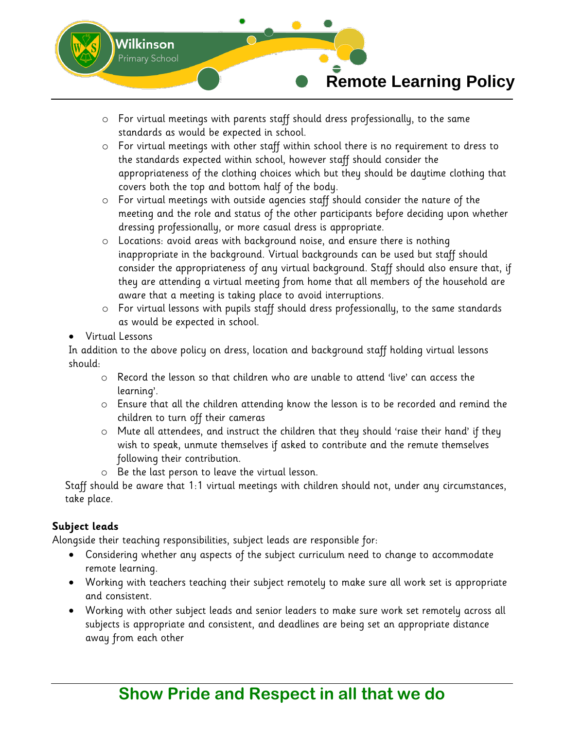- For virtual meetings with parents staff should dress professionally, to the same standards as would be expected in school.
  - For virtual meetings with other staff within school there is no requirement to dress to the standards expected within school, however staff should consider the appropriateness of the clothing choices which but they should be daytime clothing that covers both the top and bottom half of the body.
  - For virtual meetings with outside agencies staff should consider the nature of the meeting and the role and status of the other participants before deciding upon whether dressing professionally, or more casual dress is appropriate.
  - Locations: avoid areas with background noise, and ensure there is nothing inappropriate in the background. Virtual backgrounds can be used but staff should consider the appropriateness of any virtual background. Staff should also ensure that, if they are attending a virtual meeting from home that all members of the household are aware that a meeting is taking place to avoid interruptions.
  - For virtual lessons with pupils staff should dress professionally, to the same standards as would be expected in school.
- Virtual Lessons

In addition to the above policy on dress, location and background staff holding virtual lessons should:

  - Record the lesson so that children who are unable to attend 'live' can access the learning'.
  - Ensure that all the children attending know the lesson is to be recorded and remind the children to turn off their cameras
  - Mute all attendees, and instruct the children that they should 'raise their hand' if they wish to speak, unmute themselves if asked to contribute and the remute themselves following their contribution.
  - Be the last person to leave the virtual lesson.

Staff should be aware that 1:1 virtual meetings with children should not, under any circumstances, take place.

**Subject leads**

Alongside their teaching responsibilities, subject leads are responsible for:

- Considering whether any aspects of the subject curriculum need to change to accommodate remote learning.
- Working with teachers teaching their subject remotely to make sure all work set is appropriate and consistent.
- Working with other subject leads and senior leaders to make sure work set remotely across all subjects is appropriate and consistent, and deadlines are being set an appropriate distance away from each other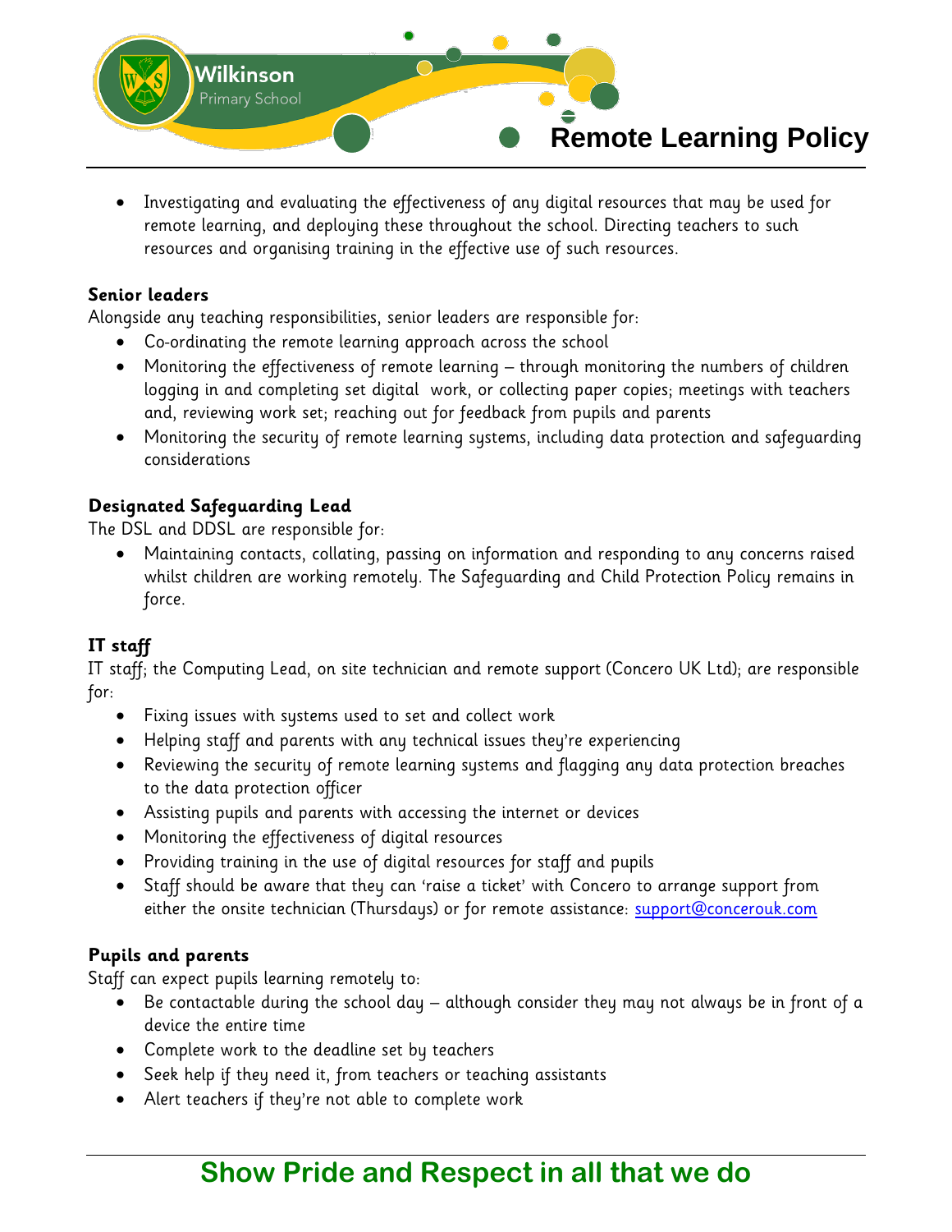- Investigating and evaluating the effectiveness of any digital resources that may be used for remote learning, and deploying these throughout the school. Directing teachers to such resources and organising training in the effective use of such resources.

**Senior leaders**

Alongside any teaching responsibilities, senior leaders are responsible for:

- Co-ordinating the remote learning approach across the school
- Monitoring the effectiveness of remote learning – through monitoring the numbers of children logging in and completing set digital work, or collecting paper copies; meetings with teachers and, reviewing work set; reaching out for feedback from pupils and parents
- Monitoring the security of remote learning systems, including data protection and safeguarding considerations

**Designated Safeguarding Lead**

The DSL and DDSL are responsible for:

- Maintaining contacts, collating, passing on information and responding to any concerns raised whilst children are working remotely. The Safeguarding and Child Protection Policy remains in force.

**IT staff**

IT staff; the Computing Lead, on site technician and remote support (Concero UK Ltd); are responsible for:

- Fixing issues with systems used to set and collect work
- Helping staff and parents with any technical issues they're experiencing
- Reviewing the security of remote learning systems and flagging any data protection breaches to the data protection officer
- Assisting pupils and parents with accessing the internet or devices
- Monitoring the effectiveness of digital resources
- Providing training in the use of digital resources for staff and pupils
- Staff should be aware that they can 'raise a ticket' with Concero to arrange support from either the onsite technician (Thursdays) or for remote assistance: support@concerouk.com

**Pupils and parents**

Staff can expect pupils learning remotely to:

- Be contactable during the school day – although consider they may not always be in front of a device the entire time
- Complete work to the deadline set by teachers
- Seek help if they need it, from teachers or teaching assistants
- Alert teachers if they're not able to complete work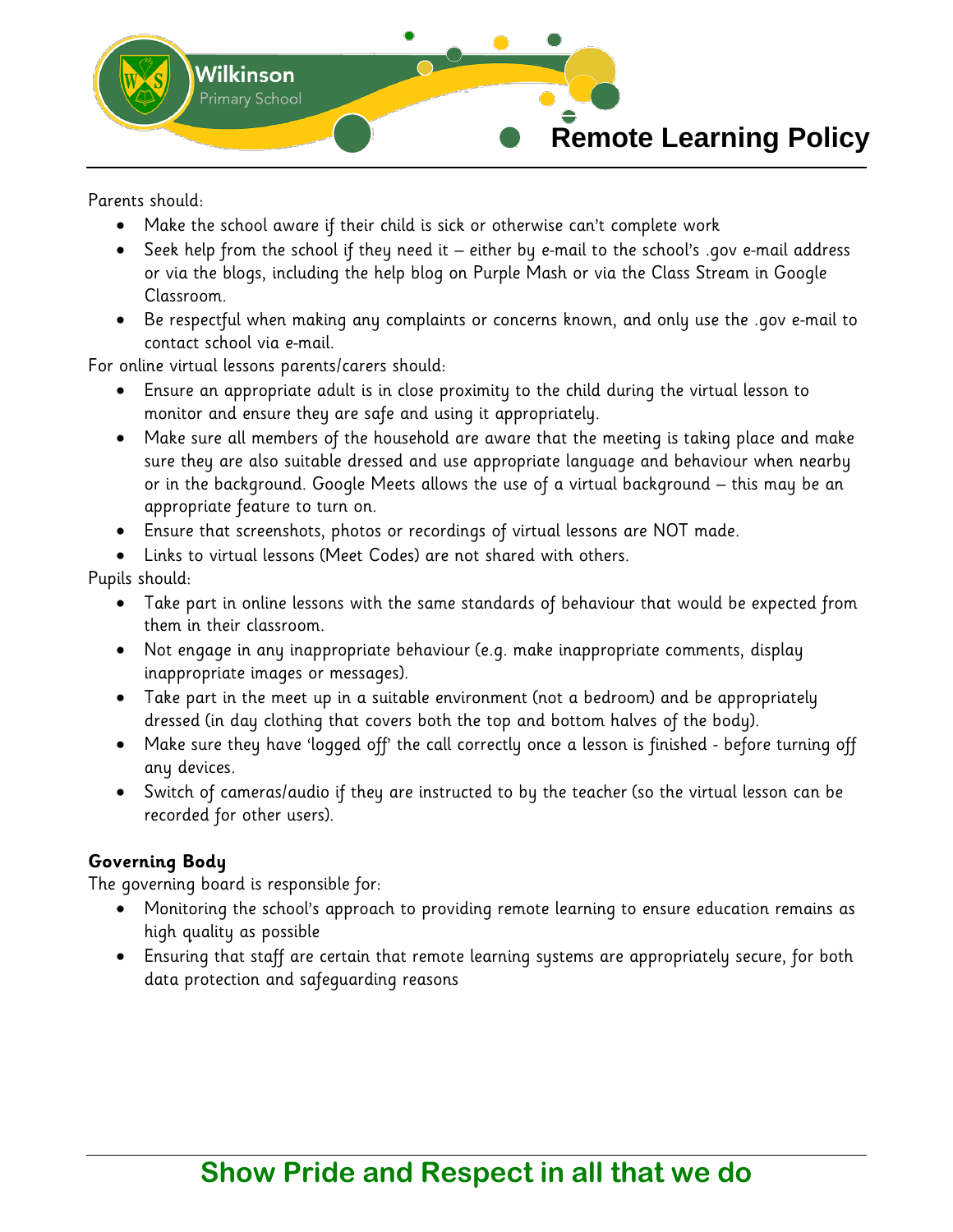Parents should:

- Make the school aware if their child is sick or otherwise can't complete work
- Seek help from the school if they need it – either by e-mail to the school's .gov e-mail address or via the blogs, including the help blog on Purple Mash or via the Class Stream in Google Classroom.
- Be respectful when making any complaints or concerns known, and only use the .gov e-mail to contact school via e-mail.

For online virtual lessons parents/carers should:

- Ensure an appropriate adult is in close proximity to the child during the virtual lesson to monitor and ensure they are safe and using it appropriately.
- Make sure all members of the household are aware that the meeting is taking place and make sure they are also suitable dressed and use appropriate language and behaviour when nearby or in the background. Google Meets allows the use of a virtual background – this may be an appropriate feature to turn on.
- Ensure that screenshots, photos or recordings of virtual lessons are NOT made.
- Links to virtual lessons (Meet Codes) are not shared with others.

Pupils should:

- Take part in online lessons with the same standards of behaviour that would be expected from them in their classroom.
- Not engage in any inappropriate behaviour (e.g. make inappropriate comments, display inappropriate images or messages).
- Take part in the meet up in a suitable environment (not a bedroom) and be appropriately dressed (in day clothing that covers both the top and bottom halves of the body).
- Make sure they have 'logged off' the call correctly once a lesson is finished - before turning off any devices.
- Switch of cameras/audio if they are instructed to by the teacher (so the virtual lesson can be recorded for other users).

**Governing Body**

The governing board is responsible for:

- Monitoring the school's approach to providing remote learning to ensure education remains as high quality as possible
- Ensuring that staff are certain that remote learning systems are appropriately secure, for both data protection and safeguarding reasons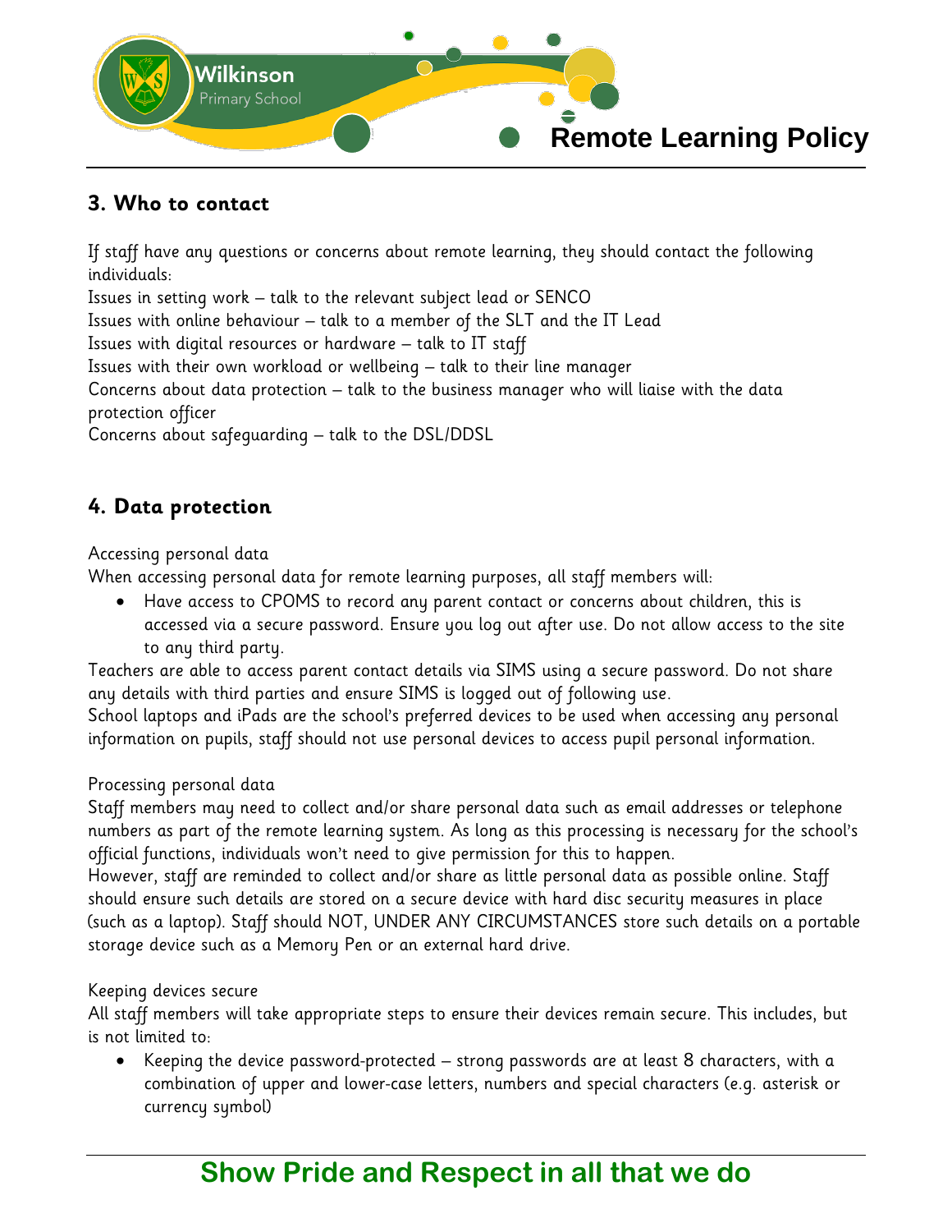## 3. Who to contact

If staff have any questions or concerns about remote learning, they should contact the following individuals:

Issues in setting work – talk to the relevant subject lead or SENCO

Issues with online behaviour – talk to a member of the SLT and the IT Lead

Issues with digital resources or hardware – talk to IT staff

Issues with their own workload or wellbeing – talk to their line manager

Concerns about data protection – talk to the business manager who will liaise with the data protection officer

Concerns about safeguarding – talk to the DSL/DDSL

## 4. Data protection

Accessing personal data

When accessing personal data for remote learning purposes, all staff members will:

- Have access to CPOMS to record any parent contact or concerns about children, this is accessed via a secure password. Ensure you log out after use. Do not allow access to the site to any third party.

Teachers are able to access parent contact details via SIMS using a secure password. Do not share any details with third parties and ensure SIMS is logged out of following use.

School laptops and iPads are the school's preferred devices to be used when accessing any personal information on pupils, staff should not use personal devices to access pupil personal information.

Processing personal data

Staff members may need to collect and/or share personal data such as email addresses or telephone numbers as part of the remote learning system. As long as this processing is necessary for the school's official functions, individuals won't need to give permission for this to happen.

However, staff are reminded to collect and/or share as little personal data as possible online. Staff should ensure such details are stored on a secure device with hard disc security measures in place (such as a laptop). Staff should NOT, UNDER ANY CIRCUMSTANCES store such details on a portable storage device such as a Memory Pen or an external hard drive.

Keeping devices secure

All staff members will take appropriate steps to ensure their devices remain secure. This includes, but is not limited to:

- Keeping the device password-protected – strong passwords are at least 8 characters, with a combination of upper and lower-case letters, numbers and special characters (e.g. asterisk or currency symbol)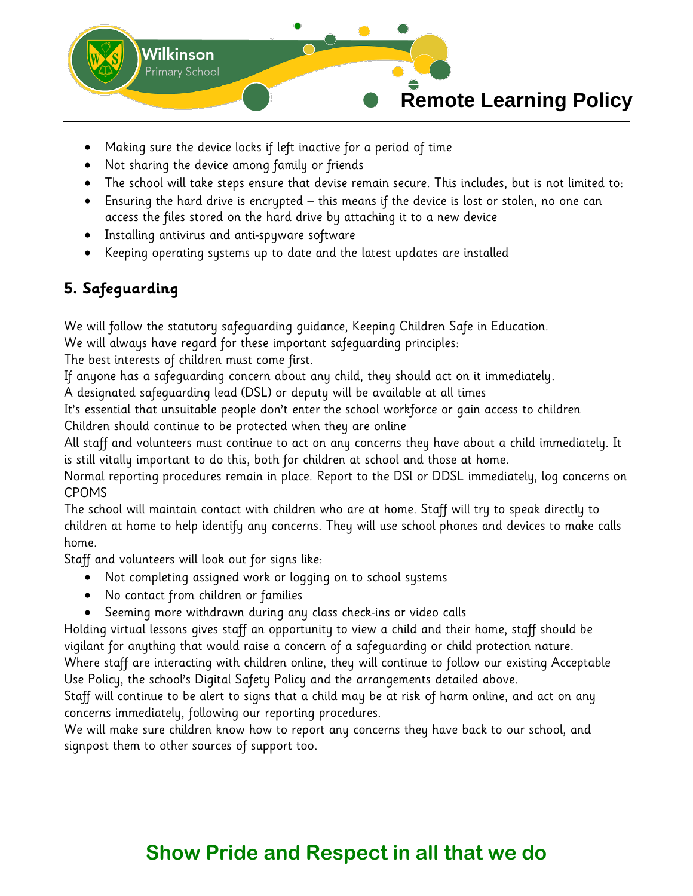- Making sure the device locks if left inactive for a period of time
- Not sharing the device among family or friends
- The school will take steps ensure that devise remain secure. This includes, but is not limited to:
- Ensuring the hard drive is encrypted – this means if the device is lost or stolen, no one can access the files stored on the hard drive by attaching it to a new device
- Installing antivirus and anti-spyware software
- Keeping operating systems up to date and the latest updates are installed

## 5. Safeguarding

We will follow the statutory safeguarding guidance, Keeping Children Safe in Education.
We will always have regard for these important safeguarding principles:
The best interests of children must come first.
If anyone has a safeguarding concern about any child, they should act on it immediately.
A designated safeguarding lead (DSL) or deputy will be available at all times
It's essential that unsuitable people don't enter the school workforce or gain access to children
Children should continue to be protected when they are online
All staff and volunteers must continue to act on any concerns they have about a child immediately. It is still vitally important to do this, both for children at school and those at home.
Normal reporting procedures remain in place. Report to the DSl or DDSL immediately, log concerns on CPOMS
The school will maintain contact with children who are at home. Staff will try to speak directly to children at home to help identify any concerns. They will use school phones and devices to make calls home.
Staff and volunteers will look out for signs like:

- Not completing assigned work or logging on to school systems
- No contact from children or families
- Seeming more withdrawn during any class check-ins or video calls

Holding virtual lessons gives staff an opportunity to view a child and their home, staff should be vigilant for anything that would raise a concern of a safeguarding or child protection nature.
Where staff are interacting with children online, they will continue to follow our existing Acceptable Use Policy, the school's Digital Safety Policy and the arrangements detailed above.
Staff will continue to be alert to signs that a child may be at risk of harm online, and act on any concerns immediately, following our reporting procedures.
We will make sure children know how to report any concerns they have back to our school, and signpost them to other sources of support too.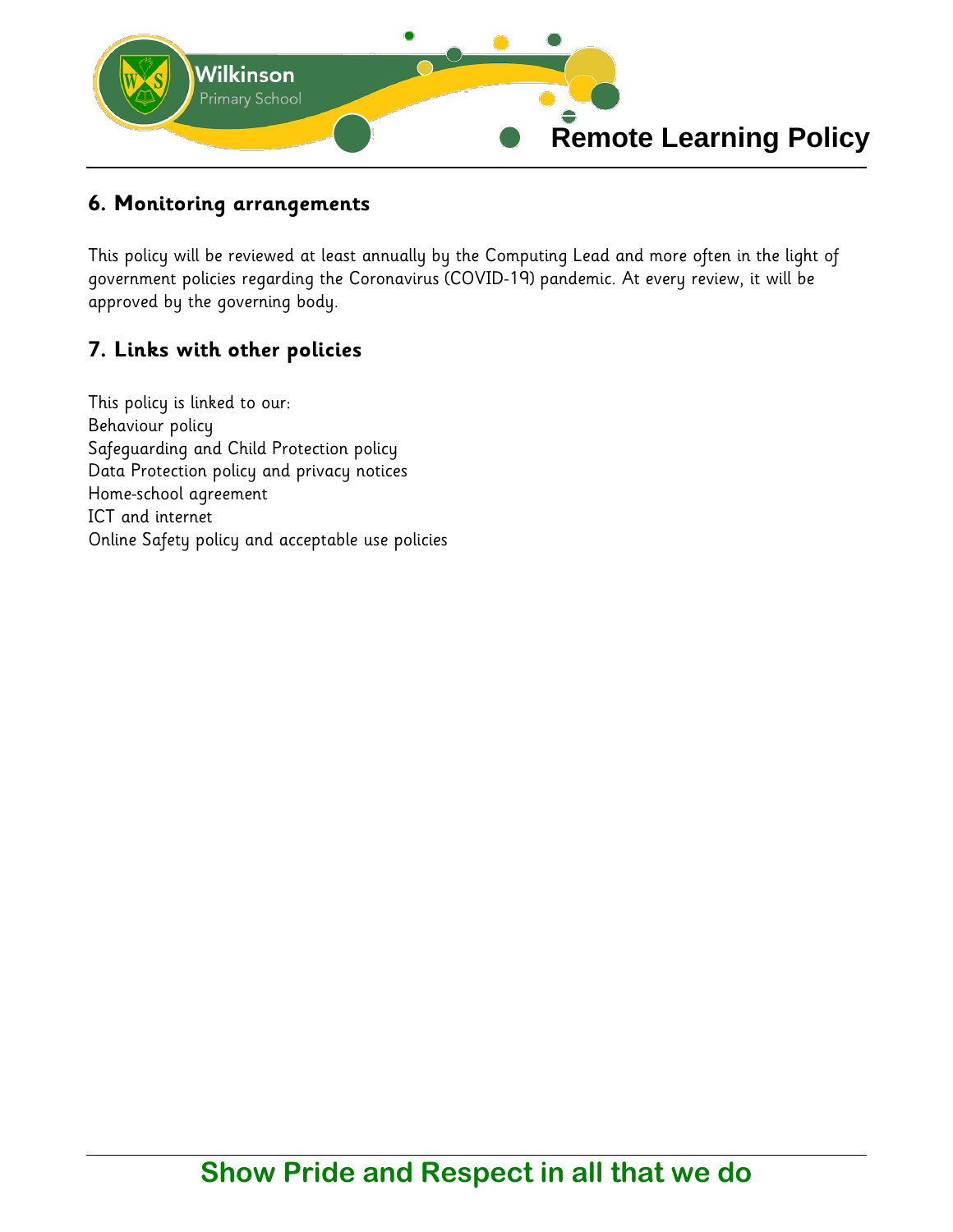## 6. Monitoring arrangements

This policy will be reviewed at least annually by the Computing Lead and more often in the light of government policies regarding the Coronavirus (COVID-19) pandemic. At every review, it will be approved by the governing body.

## 7. Links with other policies

This policy is linked to our:
Behaviour policy
Safeguarding and Child Protection policy
Data Protection policy and privacy notices
Home-school agreement
ICT and internet
Online Safety policy and acceptable use policies